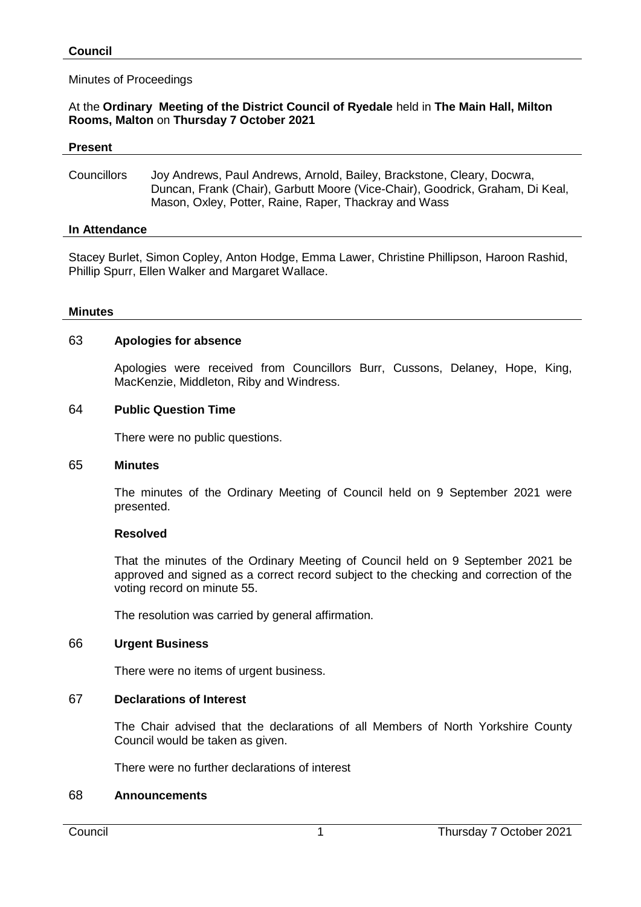**Council**

Minutes of Proceedings

At the **Ordinary Meeting of the District Council of Ryedale** held in **The Main Hall, Milton Rooms, Malton** on **Thursday 7 October 2021**

## Present

Councillors Joy Andrews, Paul Andrews, Arnold, Bailey, Brackstone, Cleary, Docwra, Duncan, Frank (Chair), Garbutt Moore (Vice-Chair), Goodrick, Graham, Di Keal, Mason, Oxley, Potter, Raine, Raper, Thackray and Wass

## In Attendance

Stacey Burlet, Simon Copley, Anton Hodge, Emma Lawer, Christine Phillipson, Haroon Rashid, Phillip Spurr, Ellen Walker and Margaret Wallace.

## Minutes

### 63 Apologies for absence

Apologies were received from Councillors Burr, Cussons, Delaney, Hope, King, MacKenzie, Middleton, Riby and Windress.

### 64 Public Question Time

There were no public questions.

### 65 Minutes

The minutes of the Ordinary Meeting of Council held on 9 September 2021 were presented.

**Resolved**

That the minutes of the Ordinary Meeting of Council held on 9 September 2021 be approved and signed as a correct record subject to the checking and correction of the voting record on minute 55.

The resolution was carried by general affirmation.

### 66 Urgent Business

There were no items of urgent business.

### 67 Declarations of Interest

The Chair advised that the declarations of all Members of North Yorkshire County Council would be taken as given.

There were no further declarations of interest

### 68 Announcements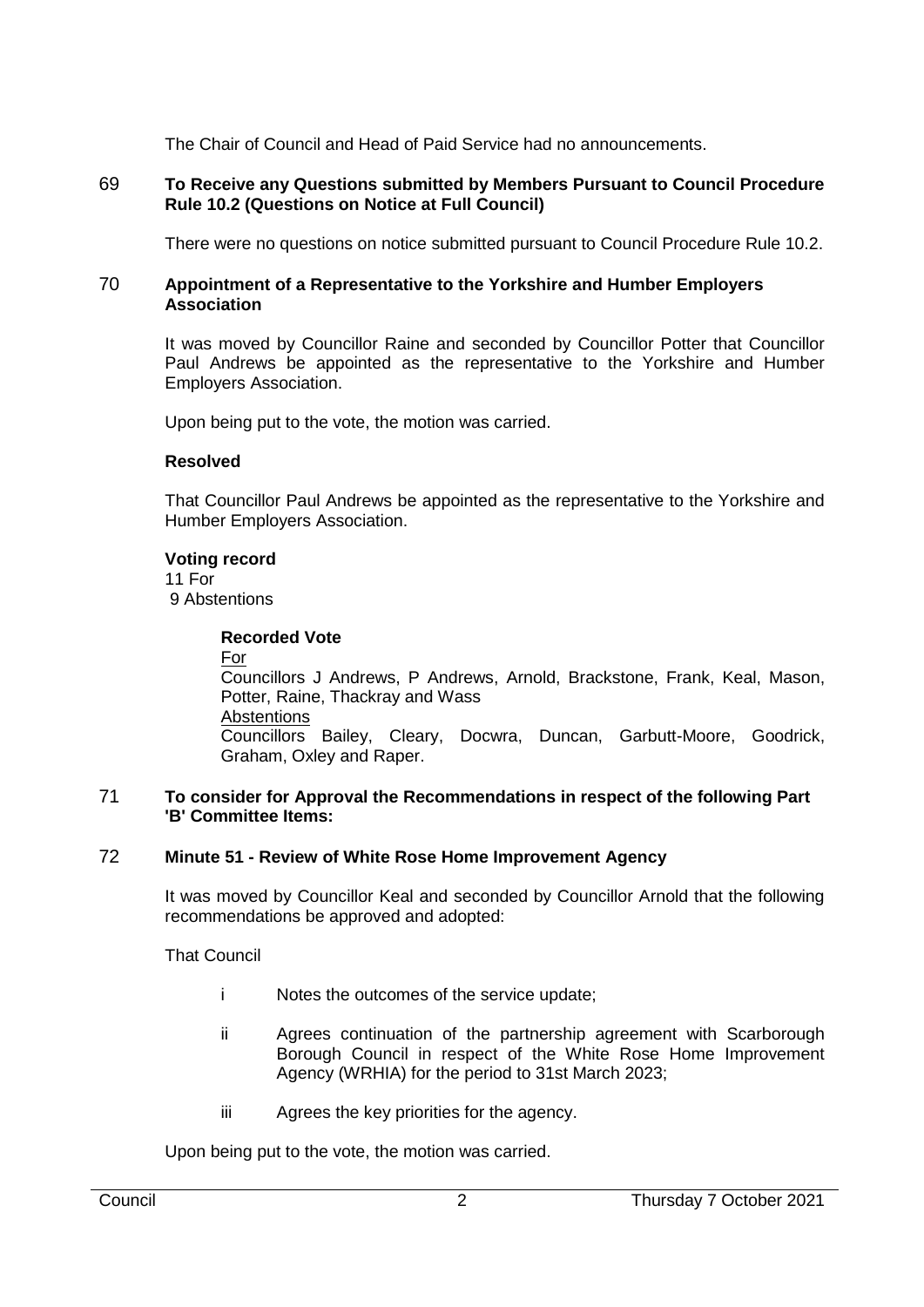The Chair of Council and Head of Paid Service had no announcements.

## 69 To Receive any Questions submitted by Members Pursuant to Council Procedure Rule 10.2 (Questions on Notice at Full Council)

There were no questions on notice submitted pursuant to Council Procedure Rule 10.2.

## 70 Appointment of a Representative to the Yorkshire and Humber Employers Association

It was moved by Councillor Raine and seconded by Councillor Potter that Councillor Paul Andrews be appointed as the representative to the Yorkshire and Humber Employers Association.

Upon being put to the vote, the motion was carried.

**Resolved**

That Councillor Paul Andrews be appointed as the representative to the Yorkshire and Humber Employers Association.

**Voting record**
11 For
9 Abstentions

**Recorded Vote**

For

Councillors J Andrews, P Andrews, Arnold, Brackstone, Frank, Keal, Mason, Potter, Raine, Thackray and Wass

Abstentions

Councillors Bailey, Cleary, Docwra, Duncan, Garbutt-Moore, Goodrick, Graham, Oxley and Raper.

## 71 To consider for Approval the Recommendations in respect of the following Part 'B' Committee Items:

## 72 Minute 51 - Review of White Rose Home Improvement Agency

It was moved by Councillor Keal and seconded by Councillor Arnold that the following recommendations be approved and adopted:

That Council

- i Notes the outcomes of the service update;
- ii Agrees continuation of the partnership agreement with Scarborough Borough Council in respect of the White Rose Home Improvement Agency (WRHIA) for the period to 31st March 2023;
- iii Agrees the key priorities for the agency.

Upon being put to the vote, the motion was carried.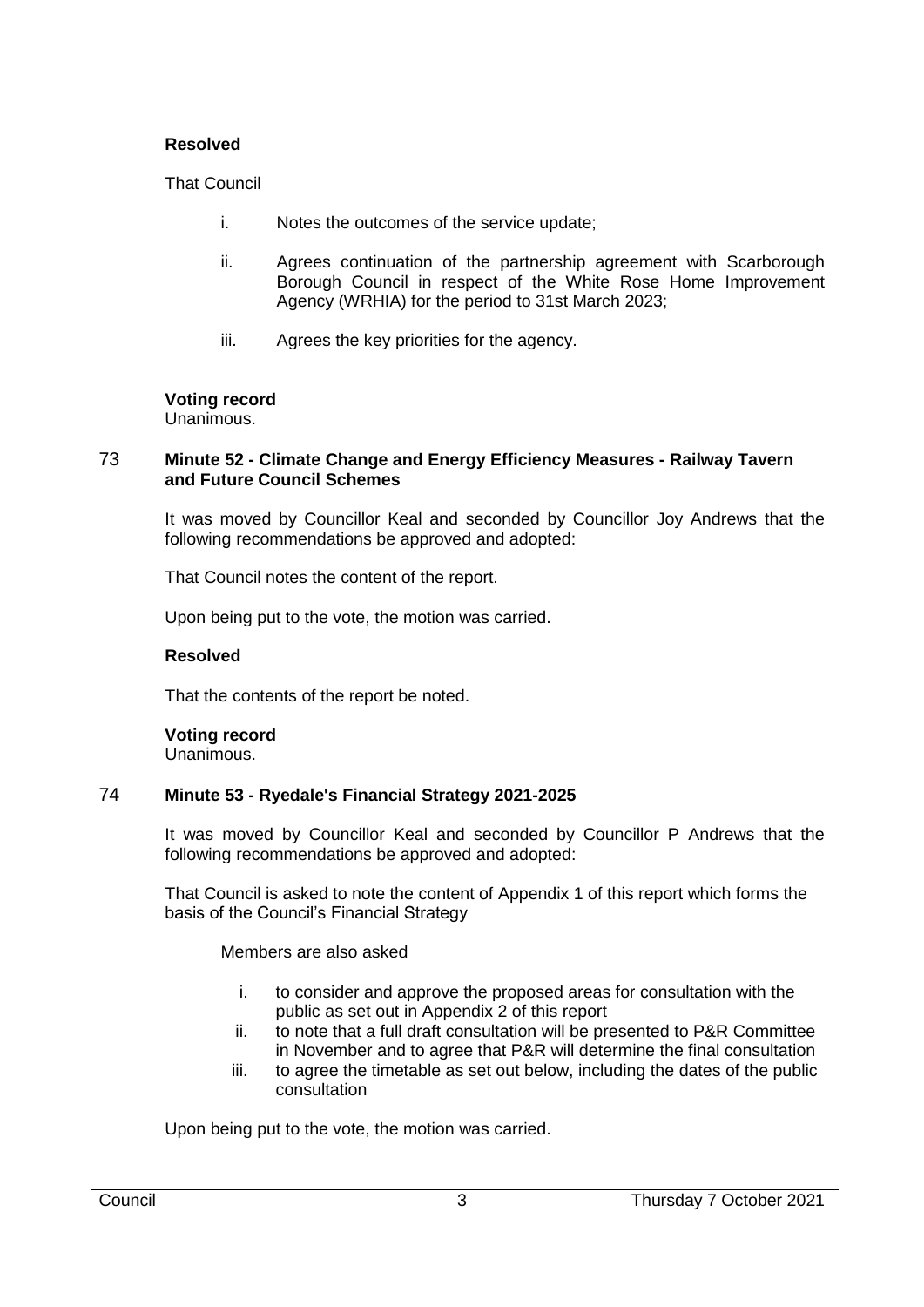**Resolved**

That Council

i. Notes the outcomes of the service update;

ii. Agrees continuation of the partnership agreement with Scarborough Borough Council in respect of the White Rose Home Improvement Agency (WRHIA) for the period to 31st March 2023;

iii. Agrees the key priorities for the agency.

**Voting record**
Unanimous.

## 73 Minute 52 - Climate Change and Energy Efficiency Measures - Railway Tavern and Future Council Schemes

It was moved by Councillor Keal and seconded by Councillor Joy Andrews that the following recommendations be approved and adopted:

That Council notes the content of the report.

Upon being put to the vote, the motion was carried.

**Resolved**

That the contents of the report be noted.

**Voting record**
Unanimous.

## 74 Minute 53 - Ryedale's Financial Strategy 2021-2025

It was moved by Councillor Keal and seconded by Councillor P Andrews that the following recommendations be approved and adopted:

That Council is asked to note the content of Appendix 1 of this report which forms the basis of the Council's Financial Strategy

Members are also asked

i. to consider and approve the proposed areas for consultation with the public as set out in Appendix 2 of this report
ii. to note that a full draft consultation will be presented to P&R Committee in November and to agree that P&R will determine the final consultation
iii. to agree the timetable as set out below, including the dates of the public consultation

Upon being put to the vote, the motion was carried.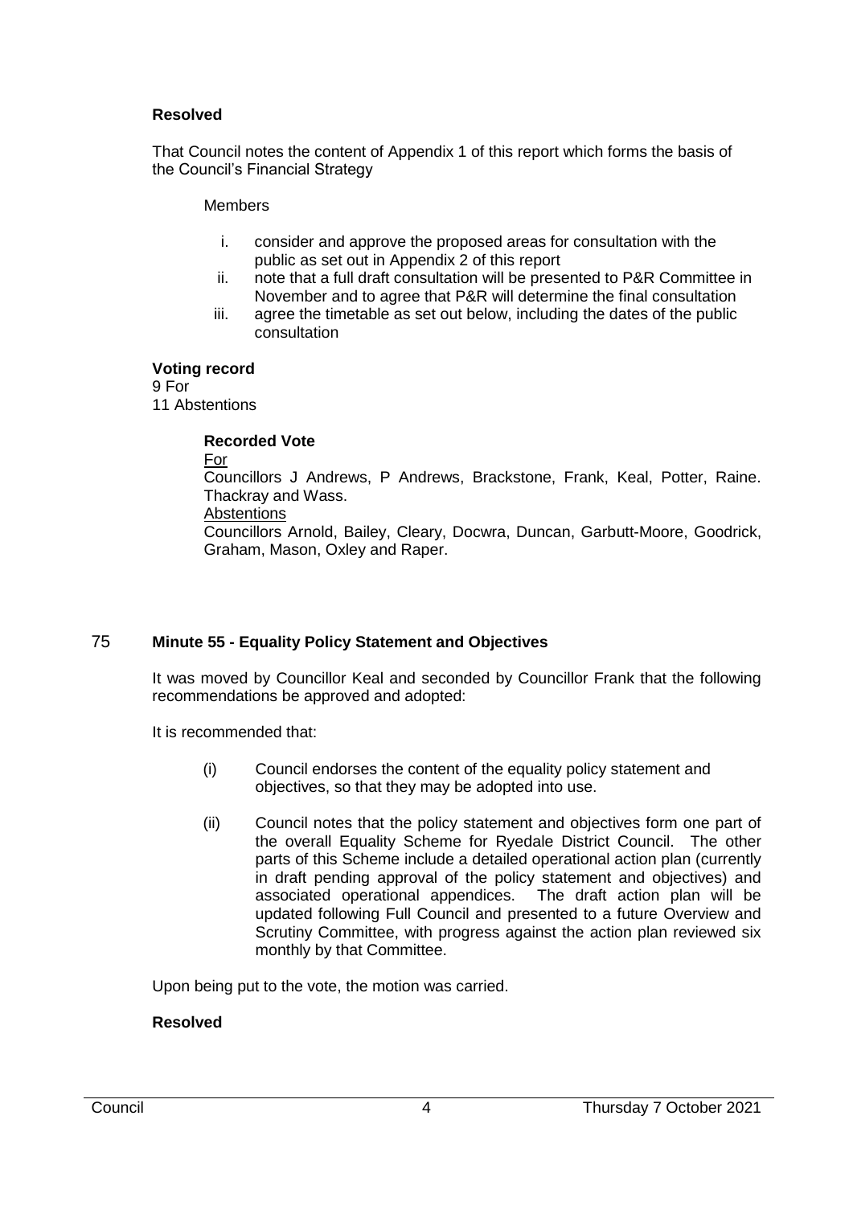**Resolved**

That Council notes the content of Appendix 1 of this report which forms the basis of the Council's Financial Strategy

Members

i. consider and approve the proposed areas for consultation with the public as set out in Appendix 2 of this report
ii. note that a full draft consultation will be presented to P&R Committee in November and to agree that P&R will determine the final consultation
iii. agree the timetable as set out below, including the dates of the public consultation

**Voting record**
9 For
11 Abstentions

**Recorded Vote**

For

Councillors J Andrews, P Andrews, Brackstone, Frank, Keal, Potter, Raine. Thackray and Wass.

Abstentions

Councillors Arnold, Bailey, Cleary, Docwra, Duncan, Garbutt-Moore, Goodrick, Graham, Mason, Oxley and Raper.

## 75 Minute 55 - Equality Policy Statement and Objectives

It was moved by Councillor Keal and seconded by Councillor Frank that the following recommendations be approved and adopted:

It is recommended that:

(i) Council endorses the content of the equality policy statement and objectives, so that they may be adopted into use.

(ii) Council notes that the policy statement and objectives form one part of the overall Equality Scheme for Ryedale District Council. The other parts of this Scheme include a detailed operational action plan (currently in draft pending approval of the policy statement and objectives) and associated operational appendices. The draft action plan will be updated following Full Council and presented to a future Overview and Scrutiny Committee, with progress against the action plan reviewed six monthly by that Committee.

Upon being put to the vote, the motion was carried.

**Resolved**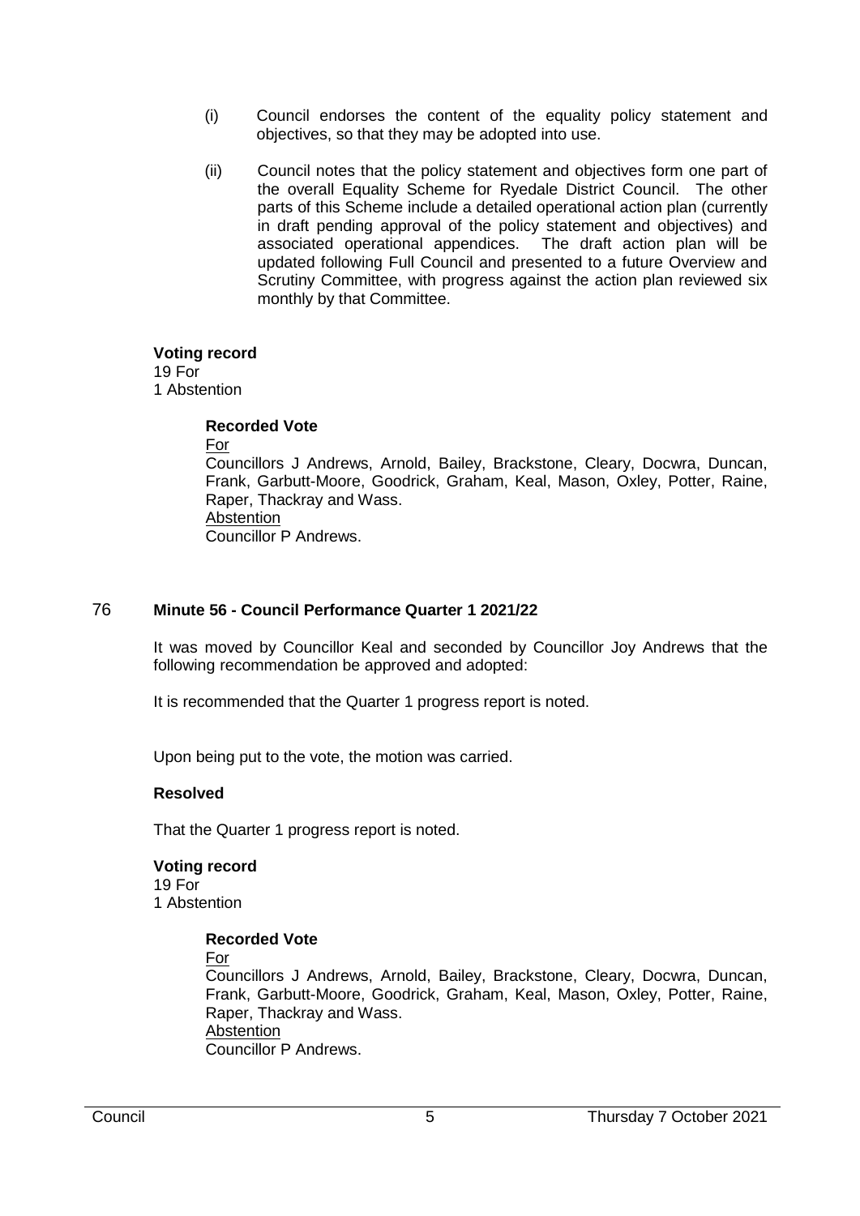(i) Council endorses the content of the equality policy statement and objectives, so that they may be adopted into use.

(ii) Council notes that the policy statement and objectives form one part of the overall Equality Scheme for Ryedale District Council. The other parts of this Scheme include a detailed operational action plan (currently in draft pending approval of the policy statement and objectives) and associated operational appendices. The draft action plan will be updated following Full Council and presented to a future Overview and Scrutiny Committee, with progress against the action plan reviewed six monthly by that Committee.

**Voting record**
19 For
1 Abstention

**Recorded Vote**

For

Councillors J Andrews, Arnold, Bailey, Brackstone, Cleary, Docwra, Duncan, Frank, Garbutt-Moore, Goodrick, Graham, Keal, Mason, Oxley, Potter, Raine, Raper, Thackray and Wass.

Abstention

Councillor P Andrews.

## 76 Minute 56 - Council Performance Quarter 1 2021/22

It was moved by Councillor Keal and seconded by Councillor Joy Andrews that the following recommendation be approved and adopted:

It is recommended that the Quarter 1 progress report is noted.

Upon being put to the vote, the motion was carried.

**Resolved**

That the Quarter 1 progress report is noted.

**Voting record**
19 For
1 Abstention

**Recorded Vote**

For

Councillors J Andrews, Arnold, Bailey, Brackstone, Cleary, Docwra, Duncan, Frank, Garbutt-Moore, Goodrick, Graham, Keal, Mason, Oxley, Potter, Raine, Raper, Thackray and Wass.

Abstention

Councillor P Andrews.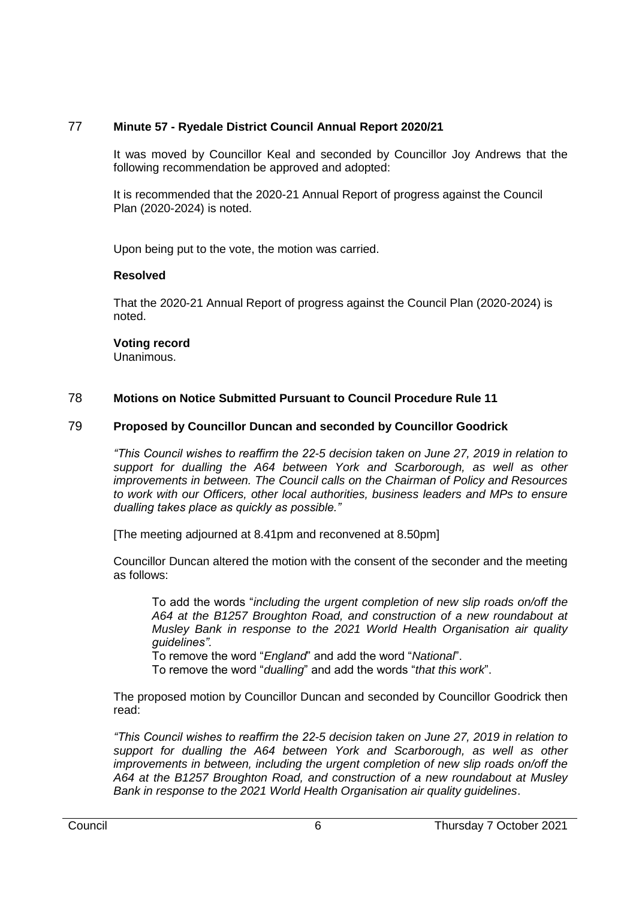## 77 Minute 57 - Ryedale District Council Annual Report 2020/21

It was moved by Councillor Keal and seconded by Councillor Joy Andrews that the following recommendation be approved and adopted:

It is recommended that the 2020-21 Annual Report of progress against the Council Plan (2020-2024) is noted.

Upon being put to the vote, the motion was carried.

**Resolved**

That the 2020-21 Annual Report of progress against the Council Plan (2020-2024) is noted.

**Voting record**
Unanimous.

## 78 Motions on Notice Submitted Pursuant to Council Procedure Rule 11

## 79 Proposed by Councillor Duncan and seconded by Councillor Goodrick

*"This Council wishes to reaffirm the 22-5 decision taken on June 27, 2019 in relation to support for dualling the A64 between York and Scarborough, as well as other improvements in between. The Council calls on the Chairman of Policy and Resources to work with our Officers, other local authorities, business leaders and MPs to ensure dualling takes place as quickly as possible."*

[The meeting adjourned at 8.41pm and reconvened at 8.50pm]

Councillor Duncan altered the motion with the consent of the seconder and the meeting as follows:

> To add the words "*including the urgent completion of new slip roads on/off the A64 at the B1257 Broughton Road, and construction of a new roundabout at Musley Bank in response to the 2021 World Health Organisation air quality guidelines".*
> To remove the word "*England*" and add the word "*National*".
> To remove the word "*dualling*" and add the words "*that this work*".

The proposed motion by Councillor Duncan and seconded by Councillor Goodrick then read:

*"This Council wishes to reaffirm the 22-5 decision taken on June 27, 2019 in relation to support for dualling the A64 between York and Scarborough, as well as other improvements in between, including the urgent completion of new slip roads on/off the A64 at the B1257 Broughton Road, and construction of a new roundabout at Musley Bank in response to the 2021 World Health Organisation air quality guidelines*.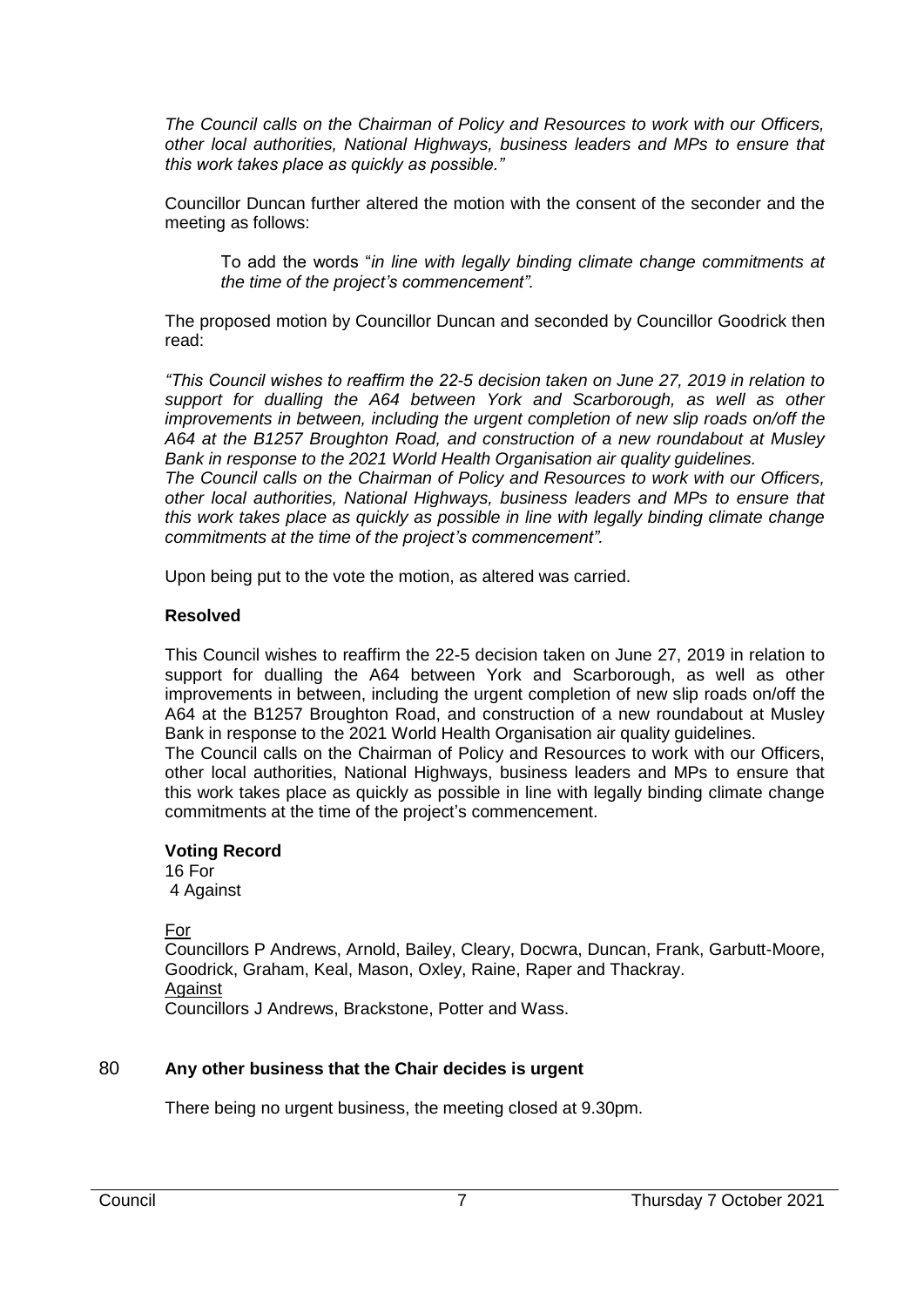*The Council calls on the Chairman of Policy and Resources to work with our Officers, other local authorities, National Highways, business leaders and MPs to ensure that this work takes place as quickly as possible."*

Councillor Duncan further altered the motion with the consent of the seconder and the meeting as follows:

> To add the words "*in line with legally binding climate change commitments at the time of the project's commencement".*

The proposed motion by Councillor Duncan and seconded by Councillor Goodrick then read:

*"This Council wishes to reaffirm the 22-5 decision taken on June 27, 2019 in relation to support for dualling the A64 between York and Scarborough, as well as other improvements in between, including the urgent completion of new slip roads on/off the A64 at the B1257 Broughton Road, and construction of a new roundabout at Musley Bank in response to the 2021 World Health Organisation air quality guidelines.*
*The Council calls on the Chairman of Policy and Resources to work with our Officers, other local authorities, National Highways, business leaders and MPs to ensure that this work takes place as quickly as possible in line with legally binding climate change commitments at the time of the project's commencement".*

Upon being put to the vote the motion, as altered was carried.

**Resolved**

This Council wishes to reaffirm the 22-5 decision taken on June 27, 2019 in relation to support for dualling the A64 between York and Scarborough, as well as other improvements in between, including the urgent completion of new slip roads on/off the A64 at the B1257 Broughton Road, and construction of a new roundabout at Musley Bank in response to the 2021 World Health Organisation air quality guidelines.
The Council calls on the Chairman of Policy and Resources to work with our Officers, other local authorities, National Highways, business leaders and MPs to ensure that this work takes place as quickly as possible in line with legally binding climate change commitments at the time of the project's commencement.

**Voting Record**
16 For
4 Against

For
Councillors P Andrews, Arnold, Bailey, Cleary, Docwra, Duncan, Frank, Garbutt-Moore, Goodrick, Graham, Keal, Mason, Oxley, Raine, Raper and Thackray.
Against
Councillors J Andrews, Brackstone, Potter and Wass.

## 80 Any other business that the Chair decides is urgent

There being no urgent business, the meeting closed at 9.30pm.